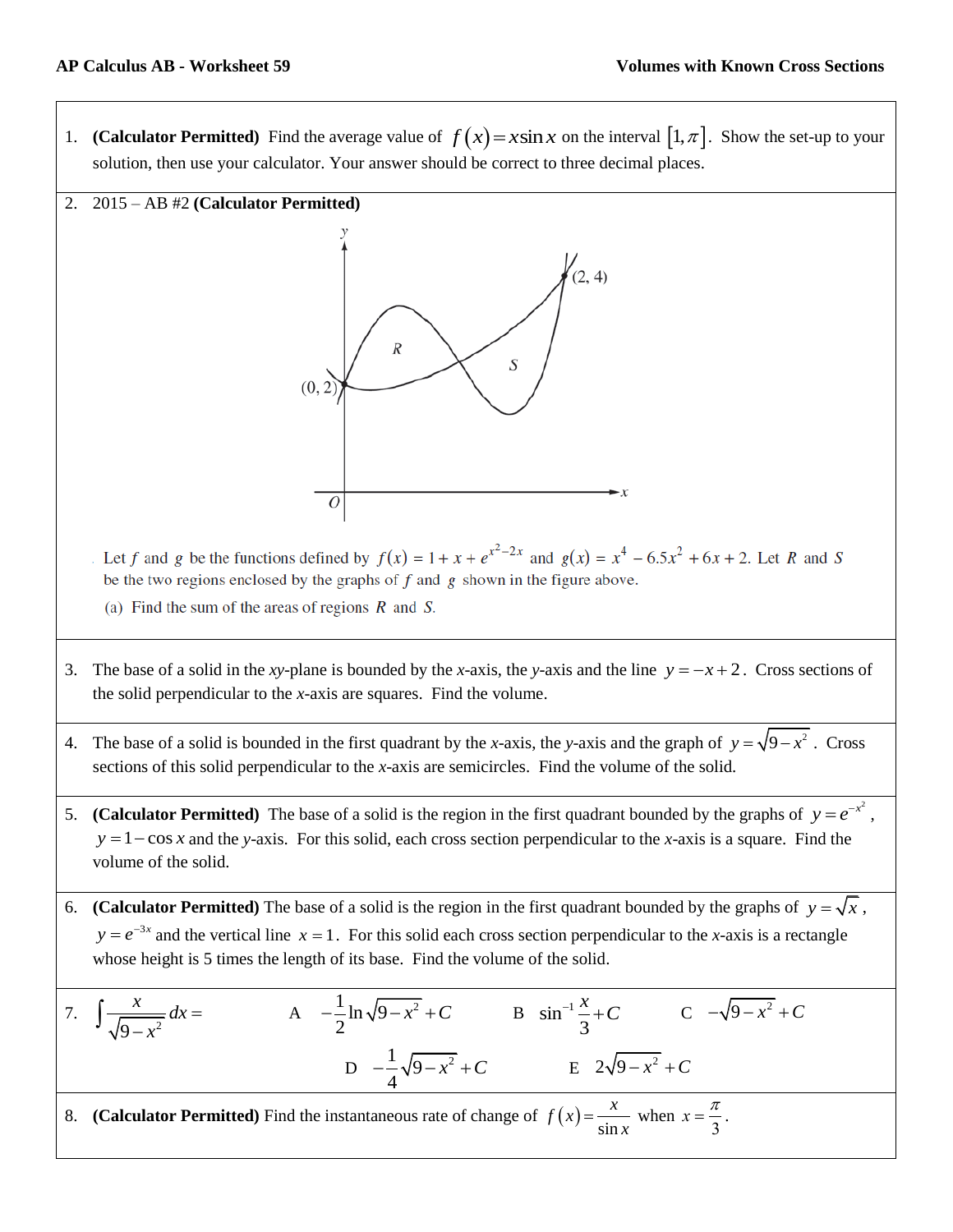**AP Calculus AB - Worksheet 59** **Volumes with Known Cross Sections**

1. **(Calculator Permitted)** Find the average value of $f(x) = x\sin x$ on the interval $[1, \pi]$. Show the set-up to your solution, then use your calculator. Your answer should be correct to three decimal places.

2. 2015 – AB #2 **(Calculator Permitted)**

   Let $f$ and $g$ be the functions defined by $f(x) = 1 + x + e^{x^2 - 2x}$ and $g(x) = x^4 - 6.5x^2 + 6x + 2$. Let $R$ and $S$ be the two regions enclosed by the graphs of $f$ and $g$ shown in the figure above.

   (a) Find the sum of the areas of regions $R$ and $S$.

3. The base of a solid in the $xy$-plane is bounded by the $x$-axis, the $y$-axis and the line $y = -x + 2$. Cross sections of the solid perpendicular to the $x$-axis are squares. Find the volume.

4. The base of a solid is bounded in the first quadrant by the $x$-axis, the $y$-axis and the graph of $y = \sqrt{9 - x^2}$. Cross sections of this solid perpendicular to the $x$-axis are semicircles. Find the volume of the solid.

5. **(Calculator Permitted)** The base of a solid is the region in the first quadrant bounded by the graphs of $y = e^{-x^2}$, $y = 1 - \cos x$ and the $y$-axis. For this solid, each cross section perpendicular to the $x$-axis is a square. Find the volume of the solid.

6. **(Calculator Permitted)** The base of a solid is the region in the first quadrant bounded by the graphs of $y = \sqrt{x}$, $y = e^{-3x}$ and the vertical line $x = 1$. For this solid each cross section perpendicular to the $x$-axis is a rectangle whose height is 5 times the length of its base. Find the volume of the solid.

7. $\displaystyle\int \frac{x}{\sqrt{9 - x^2}}\,dx =$

   A $-\frac{1}{2}\ln\sqrt{9 - x^2} + C$

   B $\sin^{-1}\frac{x}{3} + C$

   C $-\sqrt{9 - x^2} + C$

   D $-\frac{1}{4}\sqrt{9 - x^2} + C$

   E $2\sqrt{9 - x^2} + C$

8. **(Calculator Permitted)** Find the instantaneous rate of change of $f(x) = \dfrac{x}{\sin x}$ when $x = \dfrac{\pi}{3}$.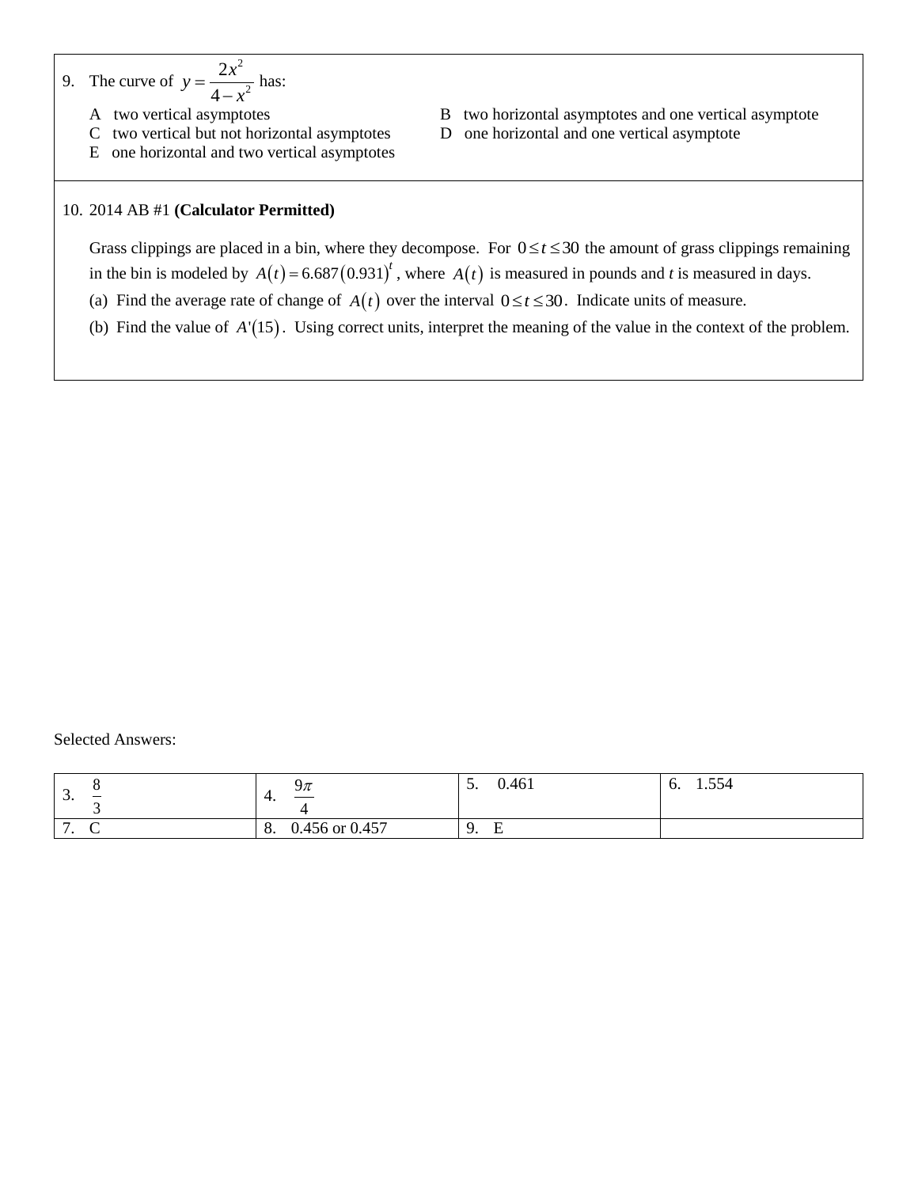9. The curve of $y = \dfrac{2x^2}{4 - x^2}$ has:

A two vertical asymptotes
B two horizontal asymptotes and one vertical asymptote
C two vertical but not horizontal asymptotes
D one horizontal and one vertical asymptote
E one horizontal and two vertical asymptotes

10. 2014 AB #1 **(Calculator Permitted)**

Grass clippings are placed in a bin, where they decompose. For $0 \le t \le 30$ the amount of grass clippings remaining in the bin is modeled by $A(t) = 6.687(0.931)^t$, where $A(t)$ is measured in pounds and *t* is measured in days.

(a) Find the average rate of change of $A(t)$ over the interval $0 \le t \le 30$. Indicate units of measure.

(b) Find the value of $A'(15)$. Using correct units, interpret the meaning of the value in the context of the problem.

Selected Answers:

| | | | |
|---|---|---|---|
| 3. $\dfrac{8}{3}$ | 4. $\dfrac{9\pi}{4}$ | 5. 0.461 | 6. 1.554 |
| 7. C | 8. 0.456 or 0.457 | 9. E | |